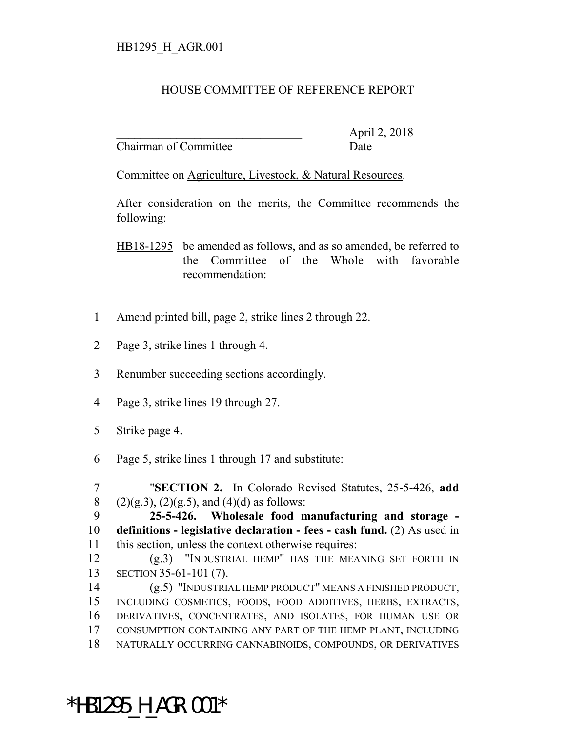HB1295_H_AGR.001

# HOUSE COMMITTEE OF REFERENCE REPORT

_______________________________ April 2, 2018
Chairman of Committee Date

Committee on Agriculture, Livestock, & Natural Resources.

After consideration on the merits, the Committee recommends the following:

HB18-1295 be amended as follows, and as so amended, be referred to the Committee of the Whole with favorable recommendation:

1 Amend printed bill, page 2, strike lines 2 through 22.

2 Page 3, strike lines 1 through 4.

3 Renumber succeeding sections accordingly.

4 Page 3, strike lines 19 through 27.

5 Strike page 4.

6 Page 5, strike lines 1 through 17 and substitute:

7 "**SECTION 2.** In Colorado Revised Statutes, 25-5-426, **add**
8 (2)(g.3), (2)(g.5), and (4)(d) as follows:
9 **25-5-426. Wholesale food manufacturing and storage -**
10 **definitions - legislative declaration - fees - cash fund.** (2) As used in
11 this section, unless the context otherwise requires:
12 (g.3) "INDUSTRIAL HEMP" HAS THE MEANING SET FORTH IN
13 SECTION 35-61-101 (7).
14 (g.5) "INDUSTRIAL HEMP PRODUCT" MEANS A FINISHED PRODUCT,
15 INCLUDING COSMETICS, FOODS, FOOD ADDITIVES, HERBS, EXTRACTS,
16 DERIVATIVES, CONCENTRATES, AND ISOLATES, FOR HUMAN USE OR
17 CONSUMPTION CONTAINING ANY PART OF THE HEMP PLANT, INCLUDING
18 NATURALLY OCCURRING CANNABINOIDS, COMPOUNDS, OR DERIVATIVES

*HB1295_H_AGR.001*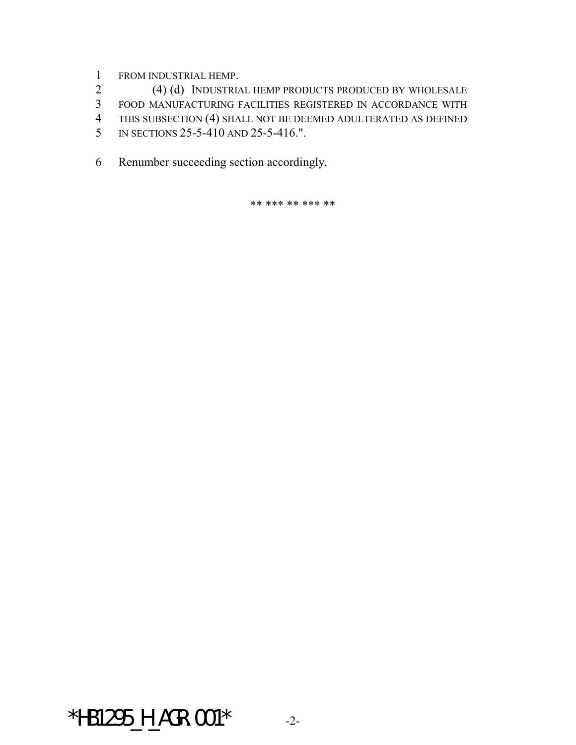FROM INDUSTRIAL HEMP.

(4) (d) INDUSTRIAL HEMP PRODUCTS PRODUCED BY WHOLESALE FOOD MANUFACTURING FACILITIES REGISTERED IN ACCORDANCE WITH THIS SUBSECTION (4) SHALL NOT BE DEEMED ADULTERATED AS DEFINED IN SECTIONS 25-5-410 AND 25-5-416.".

Renumber succeeding section accordingly.

** *** ** *** **